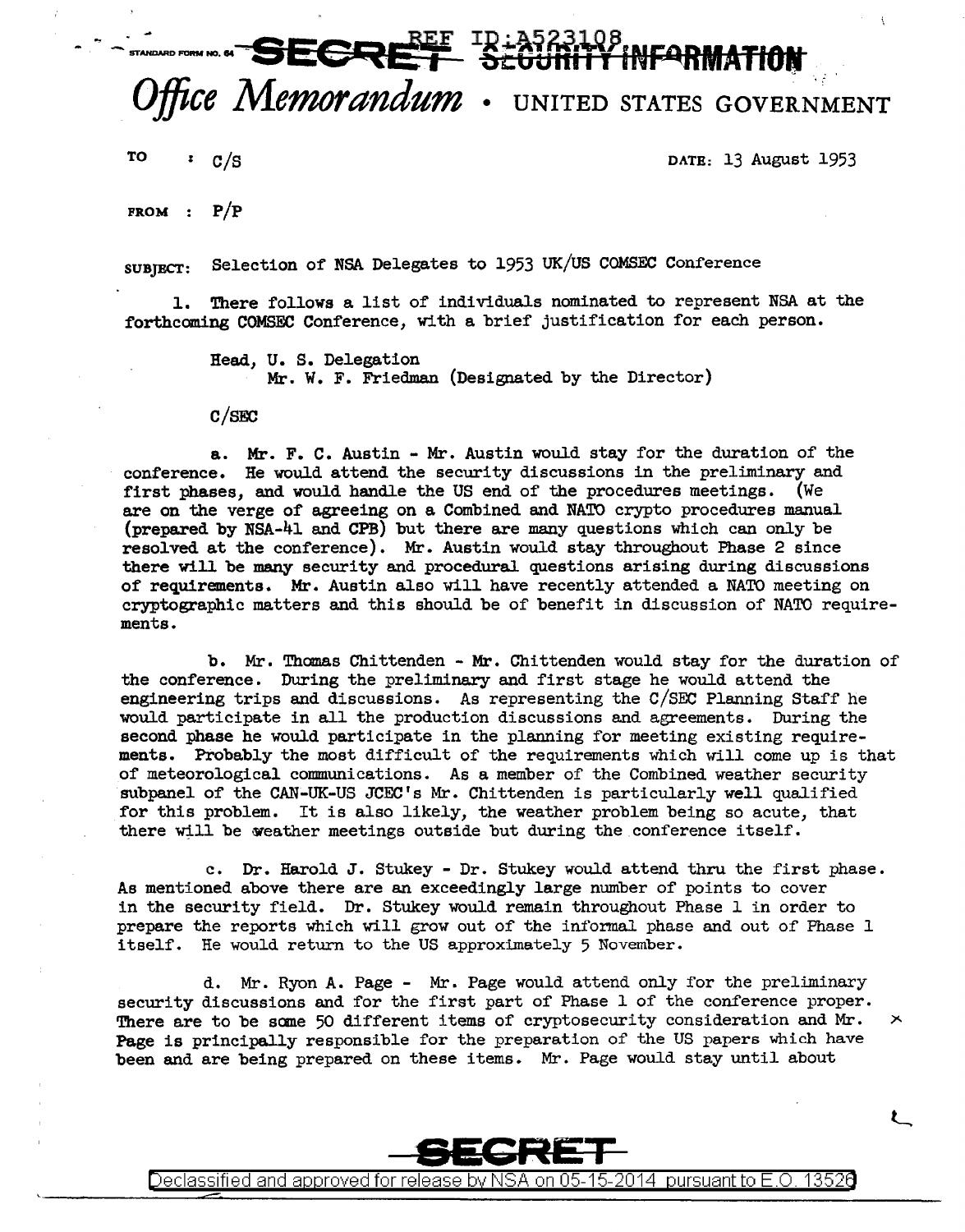SECRET REF ID:A523108 SECURITY INFORMATION

STANDARD FORM NO. 64

# *Office Memorandum* • UNITED STATES GOVERNMENT

TO : C/S

DATE: 13 August 1953

FROM : P/P

SUBJECT: Selection of NSA Delegates to 1953 UK/US COMSEC Conference

1. There follows a list of individuals nominated to represent NSA at the forthcoming COMSEC Conference, with a brief justification for each person.

Head, U. S. Delegation
Mr. W. F. Friedman (Designated by the Director)

C/SEC

a. Mr. F. C. Austin - Mr. Austin would stay for the duration of the conference. He would attend the security discussions in the preliminary and first phases, and would handle the US end of the procedures meetings. (We are on the verge of agreeing on a Combined and NATO crypto procedures manual (prepared by NSA-41 and CPB) but there are many questions which can only be resolved at the conference). Mr. Austin would stay throughout Phase 2 since there will be many security and procedural questions arising during discussions of requirements. Mr. Austin also will have recently attended a NATO meeting on cryptographic matters and this should be of benefit in discussion of NATO requirements.

b. Mr. Thomas Chittenden - Mr. Chittenden would stay for the duration of the conference. During the preliminary and first stage he would attend the engineering trips and discussions. As representing the C/SEC Planning Staff he would participate in all the production discussions and agreements. During the second phase he would participate in the planning for meeting existing requirements. Probably the most difficult of the requirements which will come up is that of meteorological communications. As a member of the Combined weather security subpanel of the CAN-UK-US JCEC's Mr. Chittenden is particularly well qualified for this problem. It is also likely, the weather problem being so acute, that there will be weather meetings outside but during the conference itself.

c. Dr. Harold J. Stukey - Dr. Stukey would attend thru the first phase. As mentioned above there are an exceedingly large number of points to cover in the security field. Dr. Stukey would remain throughout Phase 1 in order to prepare the reports which will grow out of the informal phase and out of Phase 1 itself. He would return to the US approximately 5 November.

d. Mr. Ryon A. Page - Mr. Page would attend only for the preliminary security discussions and for the first part of Phase 1 of the conference proper. There are to be some 50 different items of cryptosecurity consideration and Mr. Page is principally responsible for the preparation of the US papers which have been and are being prepared on these items. Mr. Page would stay until about

SECRET

Declassified and approved for release by NSA on 05-15-2014 pursuant to E.O. 13526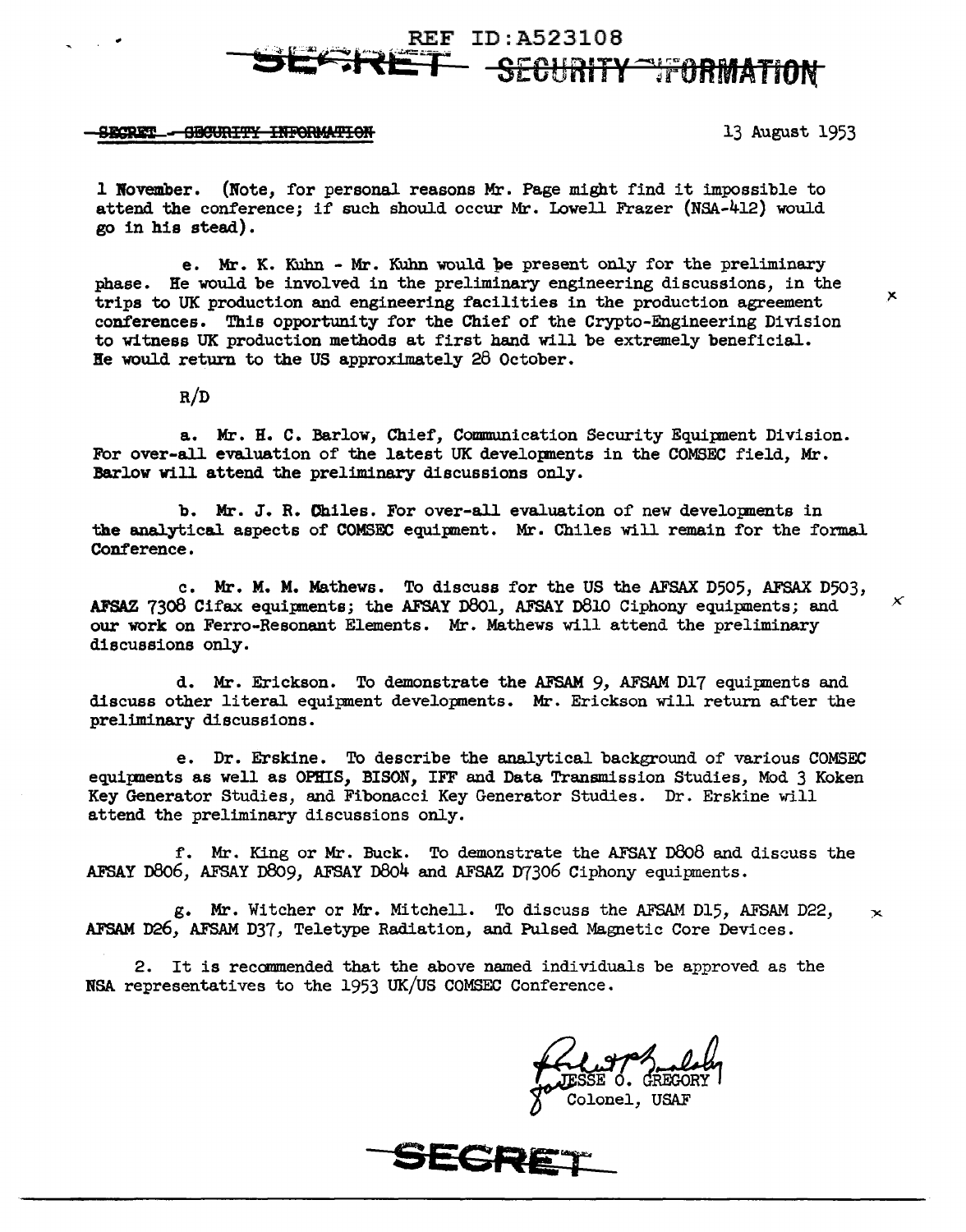REF ID:A523108

~~SECRET~~ ~~SECURITY INFORMATION~~

~~SECRET - SECURITY INFORMATION~~ 13 August 1953

1 November. (Note, for personal reasons Mr. Page might find it impossible to attend the conference; if such should occur Mr. Lowell Frazer (NSA-412) would go in his stead).

e. Mr. K. Kuhn - Mr. Kuhn would be present only for the preliminary phase. He would be involved in the preliminary engineering discussions, in the trips to UK production and engineering facilities in the production agreement conferences. This opportunity for the Chief of the Crypto-Engineering Division to witness UK production methods at first hand will be extremely beneficial. He would return to the US approximately 28 October.

R/D

a. Mr. H. C. Barlow, Chief, Communication Security Equipment Division. For over-all evaluation of the latest UK developments in the COMSEC field, Mr. Barlow will attend the preliminary discussions only.

b. Mr. J. R. Chiles. For over-all evaluation of new developments in the analytical aspects of COMSEC equipment. Mr. Chiles will remain for the formal Conference.

c. Mr. M. M. Mathews. To discuss for the US the AFSAX D505, AFSAX D503, AFSAZ 7308 Cifax equipments; the AFSAY D801, AFSAY D810 Ciphony equipments; and our work on Ferro-Resonant Elements. Mr. Mathews will attend the preliminary discussions only.

d. Mr. Erickson. To demonstrate the AFSAM 9, AFSAM D17 equipments and discuss other literal equipment developments. Mr. Erickson will return after the preliminary discussions.

e. Dr. Erskine. To describe the analytical background of various COMSEC equipments as well as OPHIS, BISON, IFF and Data Transmission Studies, Mod 3 Koken Key Generator Studies, and Fibonacci Key Generator Studies. Dr. Erskine will attend the preliminary discussions only.

f. Mr. King or Mr. Buck. To demonstrate the AFSAY D808 and discuss the AFSAY D806, AFSAY D809, AFSAY D804 and AFSAZ D7306 Ciphony equipments.

g. Mr. Witcher or Mr. Mitchell. To discuss the AFSAM D15, AFSAM D22, AFSAM D26, AFSAM D37, Teletype Radiation, and Pulsed Magnetic Core Devices.

2. It is recommended that the above named individuals be approved as the NSA representatives to the 1953 UK/US COMSEC Conference.

JESSE O. GREGORY
Colonel, USAF

SECRET